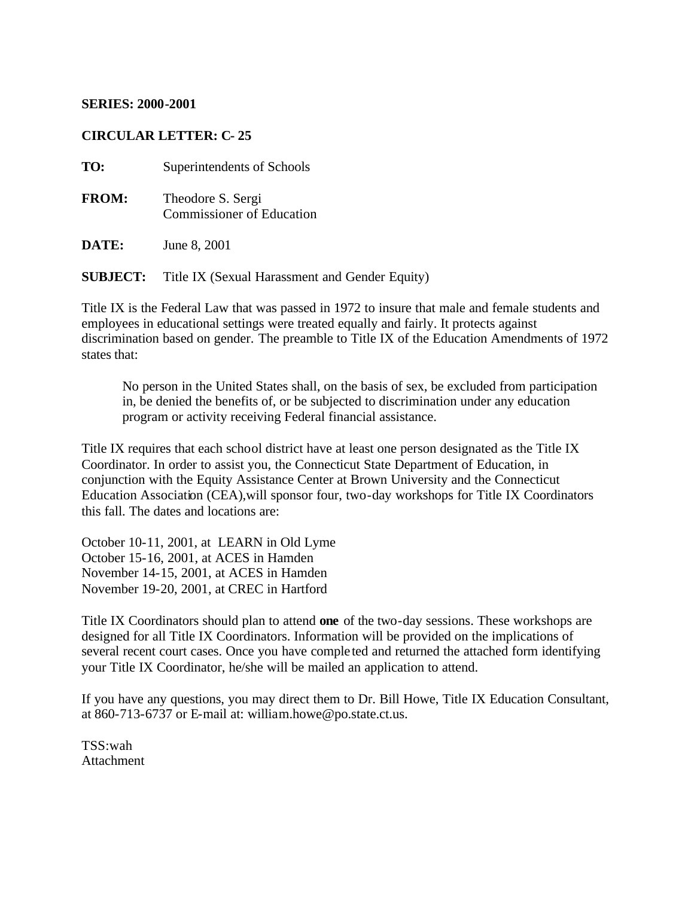**SERIES: 2000-2001**

**CIRCULAR LETTER: C- 25**

**TO:** Superintendents of Schools

**FROM:** Theodore S. Sergi
Commissioner of Education

**DATE:** June 8, 2001

**SUBJECT:** Title IX (Sexual Harassment and Gender Equity)

Title IX is the Federal Law that was passed in 1972 to insure that male and female students and employees in educational settings were treated equally and fairly. It protects against discrimination based on gender. The preamble to Title IX of the Education Amendments of 1972 states that:

> No person in the United States shall, on the basis of sex, be excluded from participation in, be denied the benefits of, or be subjected to discrimination under any education program or activity receiving Federal financial assistance.

Title IX requires that each school district have at least one person designated as the Title IX Coordinator. In order to assist you, the Connecticut State Department of Education, in conjunction with the Equity Assistance Center at Brown University and the Connecticut Education Association (CEA),will sponsor four, two-day workshops for Title IX Coordinators this fall. The dates and locations are:

October 10-11, 2001, at LEARN in Old Lyme
October 15-16, 2001, at ACES in Hamden
November 14-15, 2001, at ACES in Hamden
November 19-20, 2001, at CREC in Hartford

Title IX Coordinators should plan to attend **one** of the two-day sessions. These workshops are designed for all Title IX Coordinators. Information will be provided on the implications of several recent court cases. Once you have completed and returned the attached form identifying your Title IX Coordinator, he/she will be mailed an application to attend.

If you have any questions, you may direct them to Dr. Bill Howe, Title IX Education Consultant, at 860-713-6737 or E-mail at: william.howe@po.state.ct.us.

TSS:wah
Attachment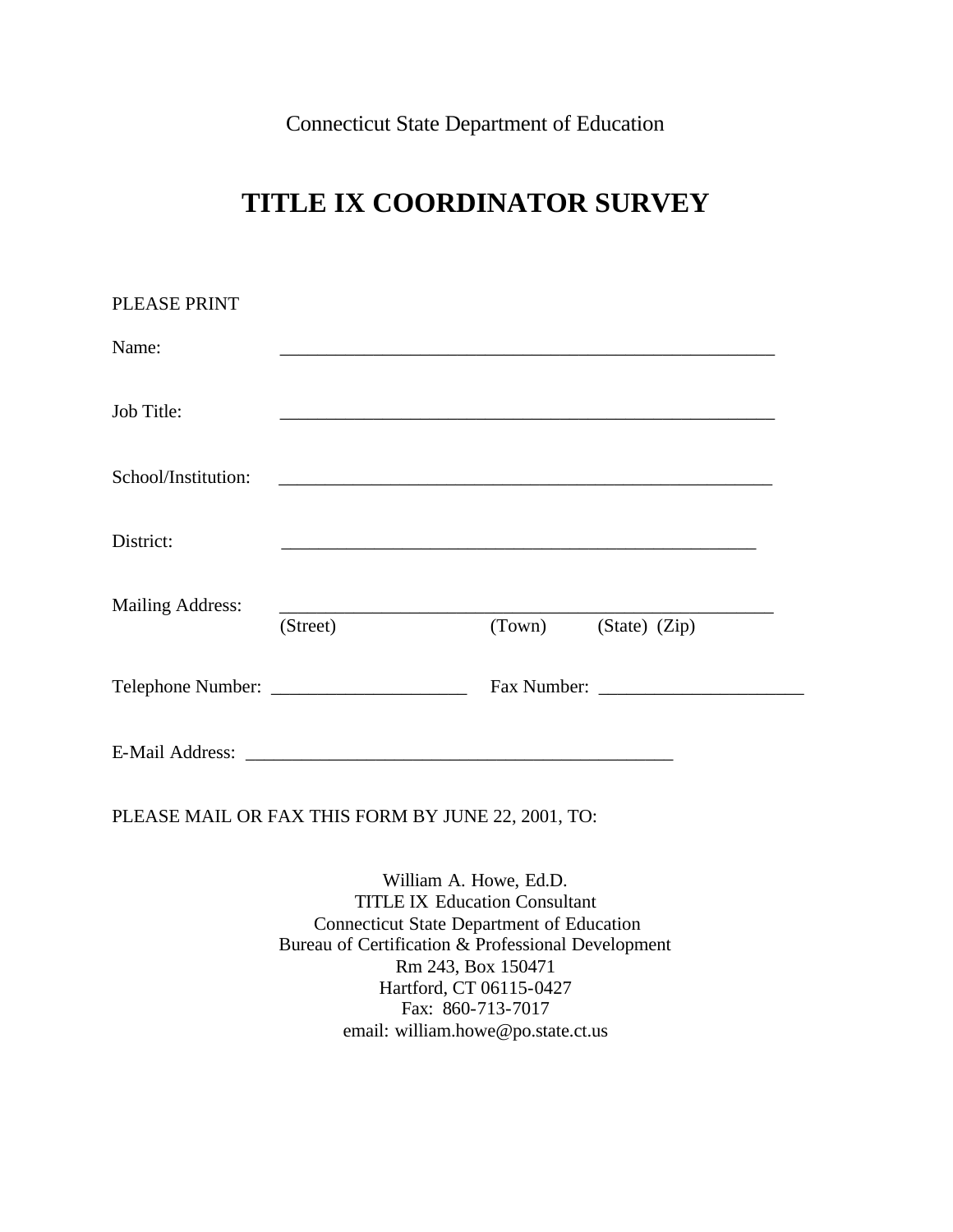Connecticut State Department of Education

# TITLE IX COORDINATOR SURVEY

PLEASE PRINT

Name: _______________________________________________________

Job Title: _______________________________________________________

School/Institution: _______________________________________________________

District: ____________________________________________________

Mailing Address: _______________________________________________________
(Street) (Town) (State) (Zip)

Telephone Number: _____________________ Fax Number: ______________________

E-Mail Address: _______________________________________________

PLEASE MAIL OR FAX THIS FORM BY JUNE 22, 2001, TO:

William A. Howe, Ed.D.
TITLE IX Education Consultant
Connecticut State Department of Education
Bureau of Certification & Professional Development
Rm 243, Box 150471
Hartford, CT 06115-0427
Fax: 860-713-7017
email: william.howe@po.state.ct.us